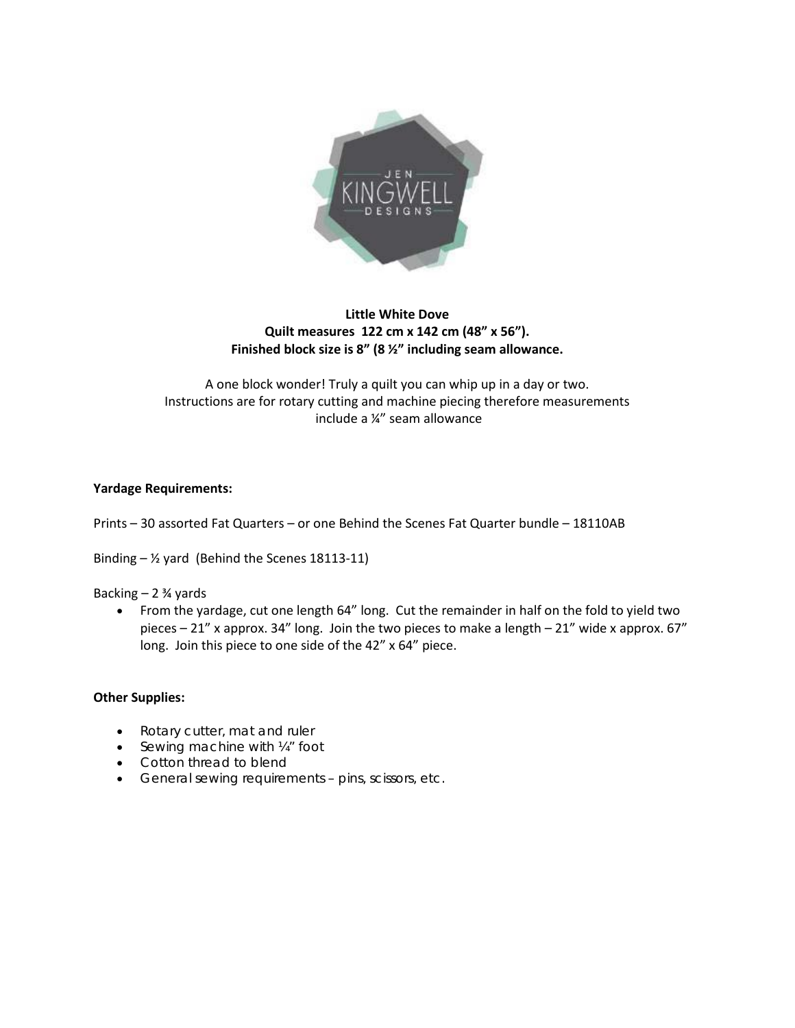**Little White Dove**
**Quilt measures 122 cm x 142 cm (48" x 56").**
**Finished block size is 8" (8 ½" including seam allowance.**

A one block wonder! Truly a quilt you can whip up in a day or two.
Instructions are for rotary cutting and machine piecing therefore measurements include a ¼" seam allowance

**Yardage Requirements:**

Prints – 30 assorted Fat Quarters – or one Behind the Scenes Fat Quarter bundle – 18110AB

Binding – ½ yard (Behind the Scenes 18113-11)

Backing – 2 ¾ yards

- From the yardage, cut one length 64" long. Cut the remainder in half on the fold to yield two pieces – 21" x approx. 34" long. Join the two pieces to make a length – 21" wide x approx. 67" long. Join this piece to one side of the 42" x 64" piece.

**Other Supplies:**

- Rotary cutter, mat and ruler
- Sewing machine with ¼" foot
- Cotton thread to blend
- General sewing requirements – pins, scissors, etc.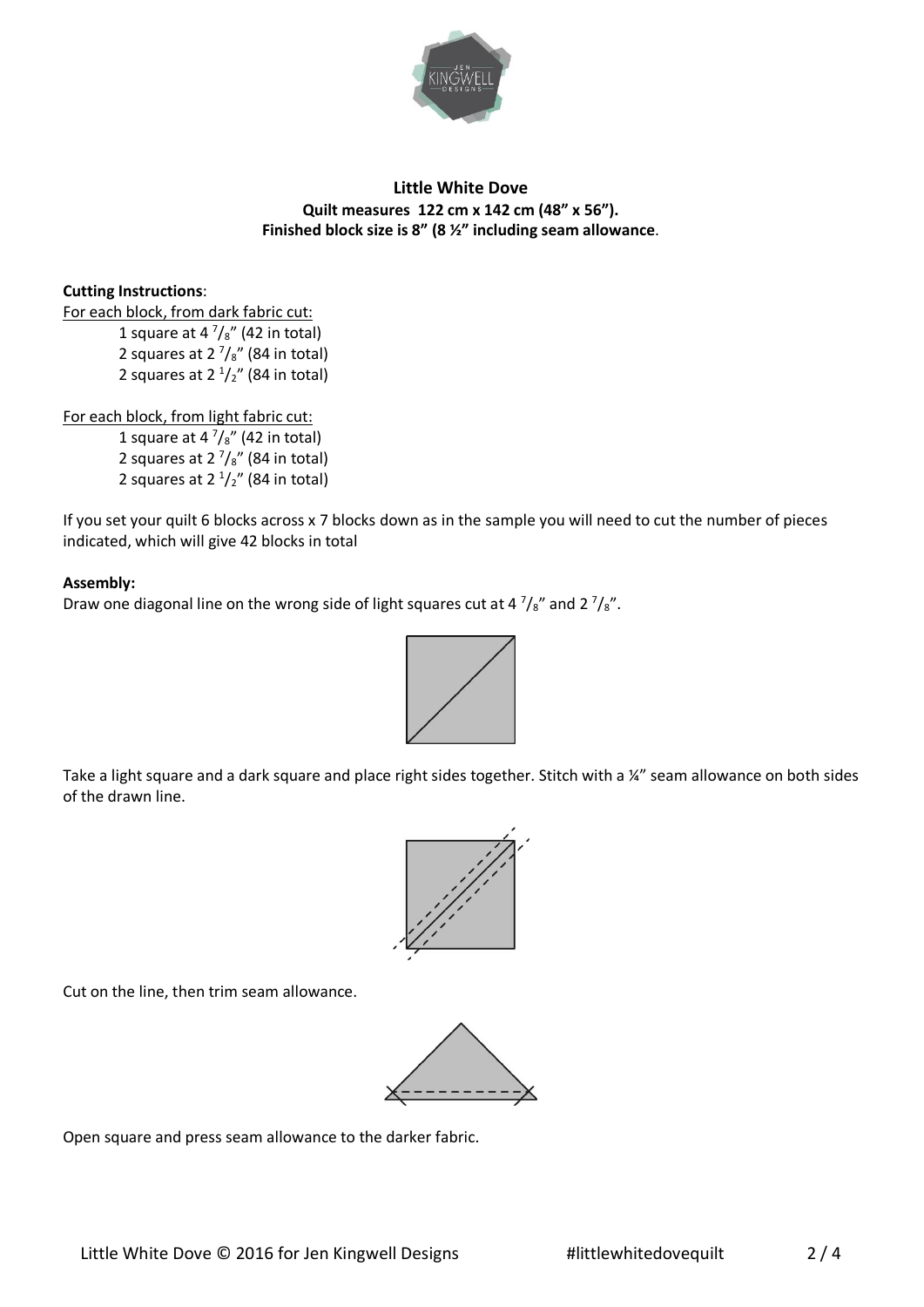## Little White Dove

**Quilt measures 122 cm x 142 cm (48" x 56").**
**Finished block size is 8" (8 ½" including seam allowance.**

**Cutting Instructions**:

For each block, from dark fabric cut:

- 1 square at 4 $^7/_8$" (42 in total)
- 2 squares at 2 $^7/_8$" (84 in total)
- 2 squares at 2 $^1/_2$" (84 in total)

For each block, from light fabric cut:

- 1 square at 4 $^7/_8$" (42 in total)
- 2 squares at 2 $^7/_8$" (84 in total)
- 2 squares at 2 $^1/_2$" (84 in total)

If you set your quilt 6 blocks across x 7 blocks down as in the sample you will need to cut the number of pieces indicated, which will give 42 blocks in total

**Assembly:**

Draw one diagonal line on the wrong side of light squares cut at 4 $^7/_8$" and 2 $^7/_8$".

Take a light square and a dark square and place right sides together. Stitch with a ¼" seam allowance on both sides of the drawn line.

Cut on the line, then trim seam allowance.

Open square and press seam allowance to the darker fabric.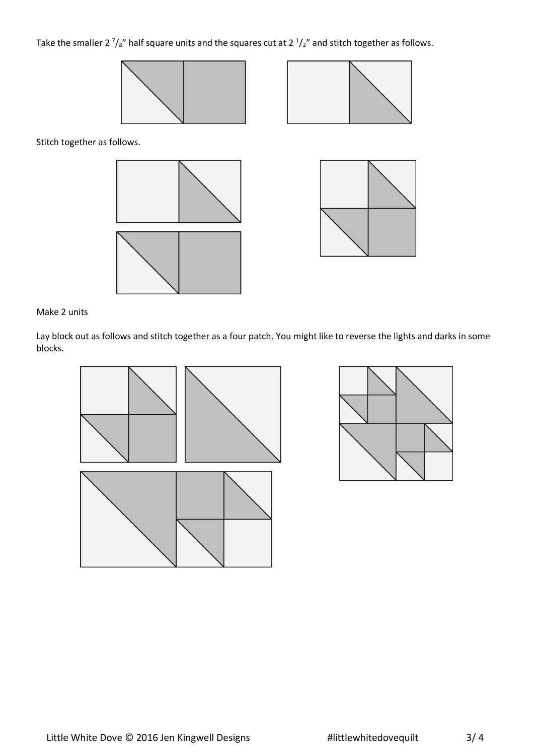Take the smaller 2 $^7/_8$" half square units and the squares cut at 2 $^1/_2$" and stitch together as follows.

Stitch together as follows.

Make 2 units

Lay block out as follows and stitch together as a four patch. You might like to reverse the lights and darks in some blocks.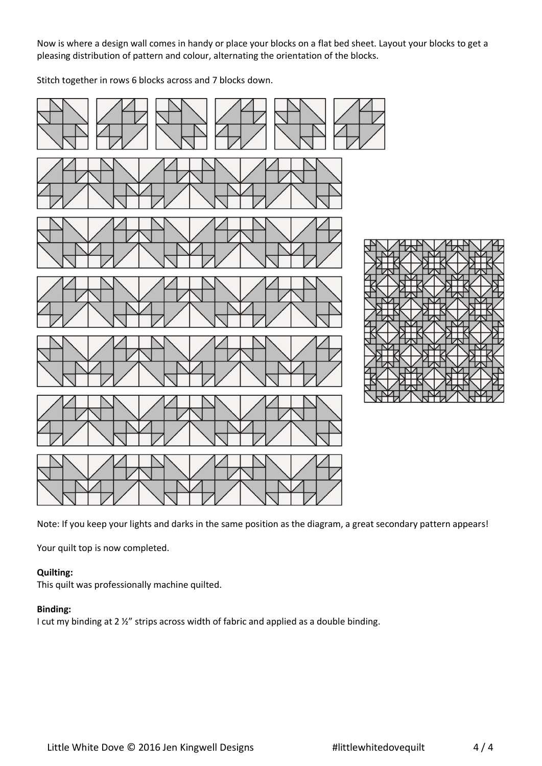Now is where a design wall comes in handy or place your blocks on a flat bed sheet. Layout your blocks to get a pleasing distribution of pattern and colour, alternating the orientation of the blocks.

Stitch together in rows 6 blocks across and 7 blocks down.

Note: If you keep your lights and darks in the same position as the diagram, a great secondary pattern appears!

Your quilt top is now completed.

**Quilting:**
This quilt was professionally machine quilted.

**Binding:**
I cut my binding at 2 ½" strips across width of fabric and applied as a double binding.